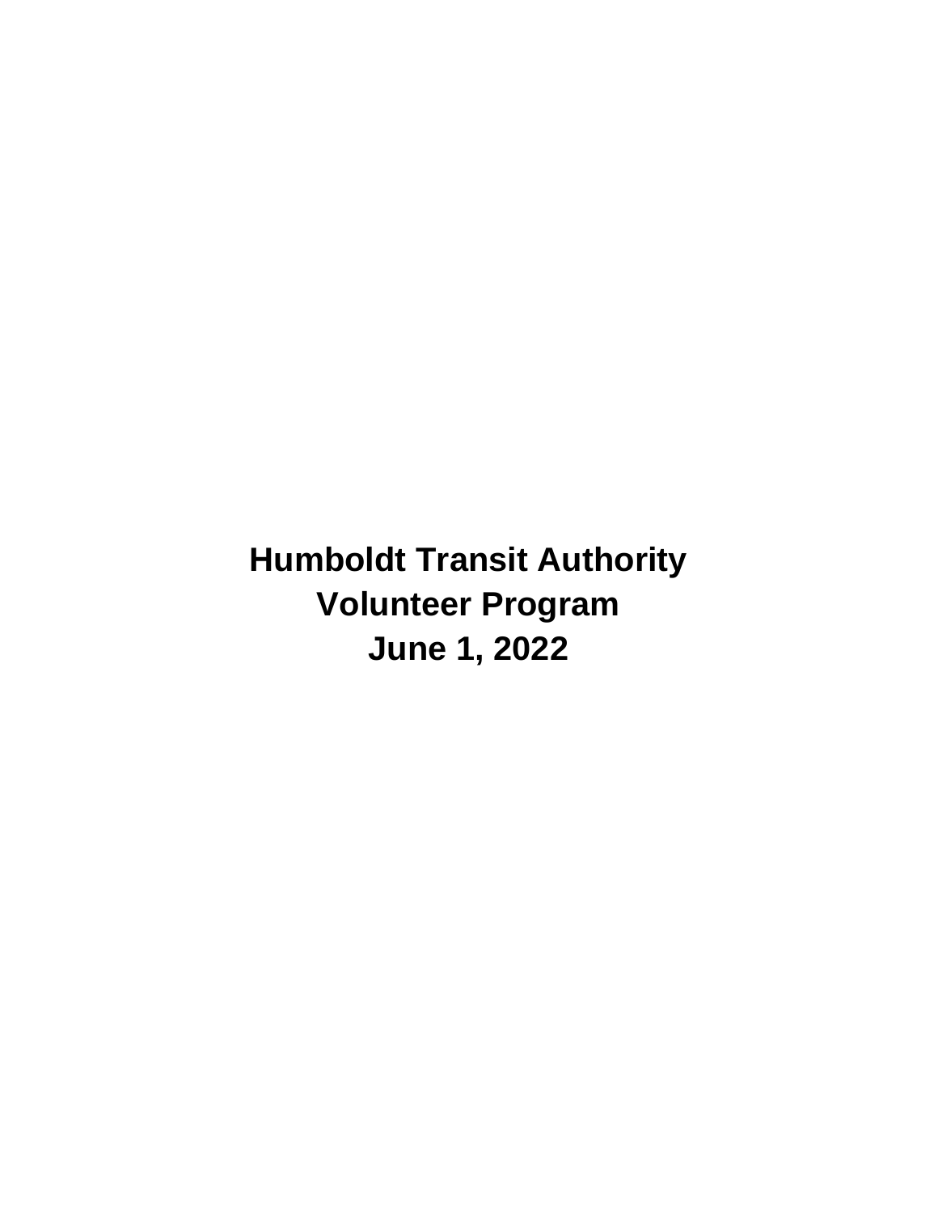# Humboldt Transit Authority
# Volunteer Program
# June 1, 2022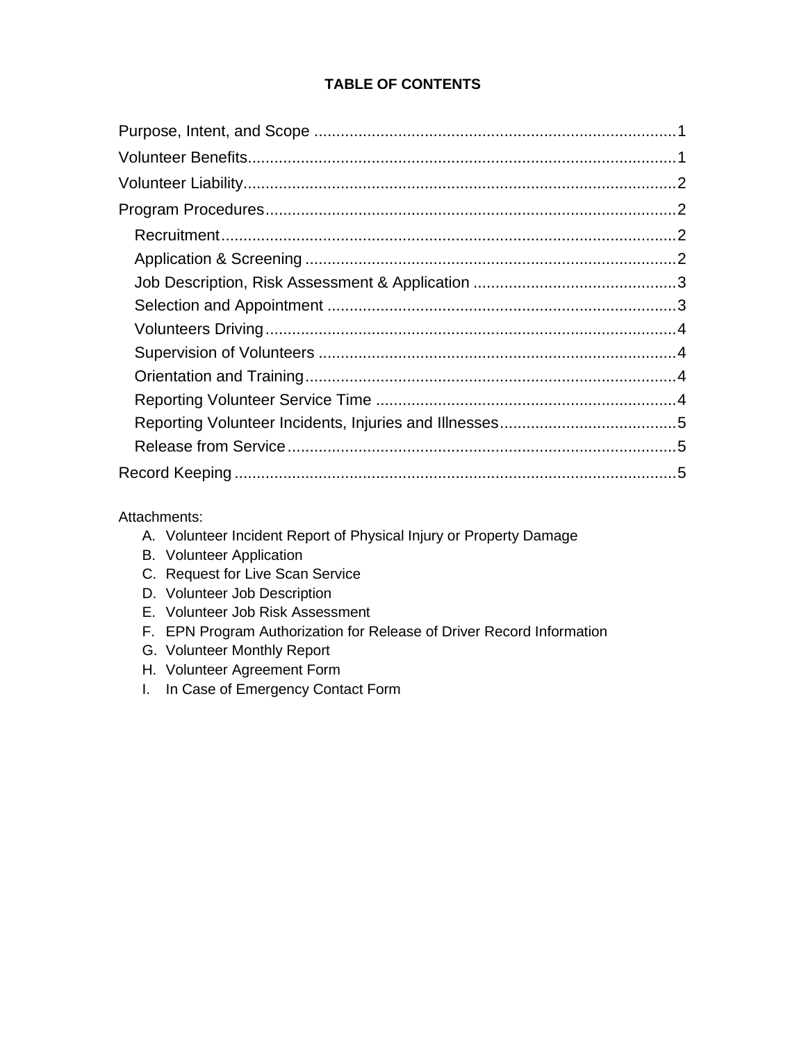**TABLE OF CONTENTS**

Purpose, Intent, and Scope ..................................................................................1

Volunteer Benefits.................................................................................................1

Volunteer Liability..................................................................................................2

Program Procedures.............................................................................................2

- Recruitment.......................................................................................................2
- Application & Screening ....................................................................................2
- Job Description, Risk Assessment & Application ..............................................3
- Selection and Appointment ...............................................................................3
- Volunteers Driving.............................................................................................4
- Supervision of Volunteers .................................................................................4
- Orientation and Training....................................................................................4
- Reporting Volunteer Service Time ....................................................................4
- Reporting Volunteer Incidents, Injuries and Illnesses........................................5
- Release from Service........................................................................................5

Record Keeping ....................................................................................................5

Attachments:

A. Volunteer Incident Report of Physical Injury or Property Damage
B. Volunteer Application
C. Request for Live Scan Service
D. Volunteer Job Description
E. Volunteer Job Risk Assessment
F. EPN Program Authorization for Release of Driver Record Information
G. Volunteer Monthly Report
H. Volunteer Agreement Form
I. In Case of Emergency Contact Form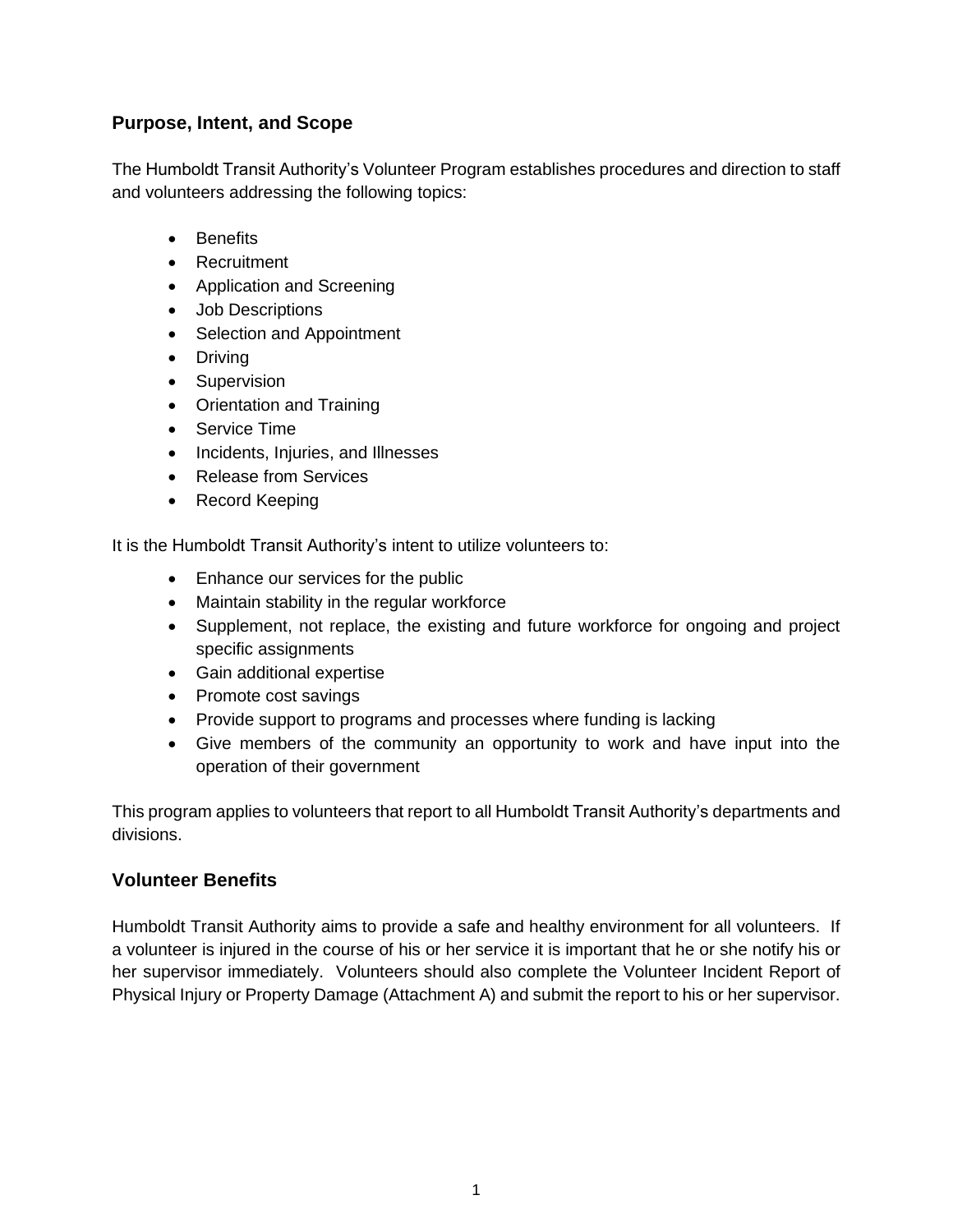## Purpose, Intent, and Scope

The Humboldt Transit Authority's Volunteer Program establishes procedures and direction to staff and volunteers addressing the following topics:

- Benefits
- Recruitment
- Application and Screening
- Job Descriptions
- Selection and Appointment
- Driving
- Supervision
- Orientation and Training
- Service Time
- Incidents, Injuries, and Illnesses
- Release from Services
- Record Keeping

It is the Humboldt Transit Authority's intent to utilize volunteers to:

- Enhance our services for the public
- Maintain stability in the regular workforce
- Supplement, not replace, the existing and future workforce for ongoing and project specific assignments
- Gain additional expertise
- Promote cost savings
- Provide support to programs and processes where funding is lacking
- Give members of the community an opportunity to work and have input into the operation of their government

This program applies to volunteers that report to all Humboldt Transit Authority's departments and divisions.

## Volunteer Benefits

Humboldt Transit Authority aims to provide a safe and healthy environment for all volunteers. If a volunteer is injured in the course of his or her service it is important that he or she notify his or her supervisor immediately. Volunteers should also complete the Volunteer Incident Report of Physical Injury or Property Damage (Attachment A) and submit the report to his or her supervisor.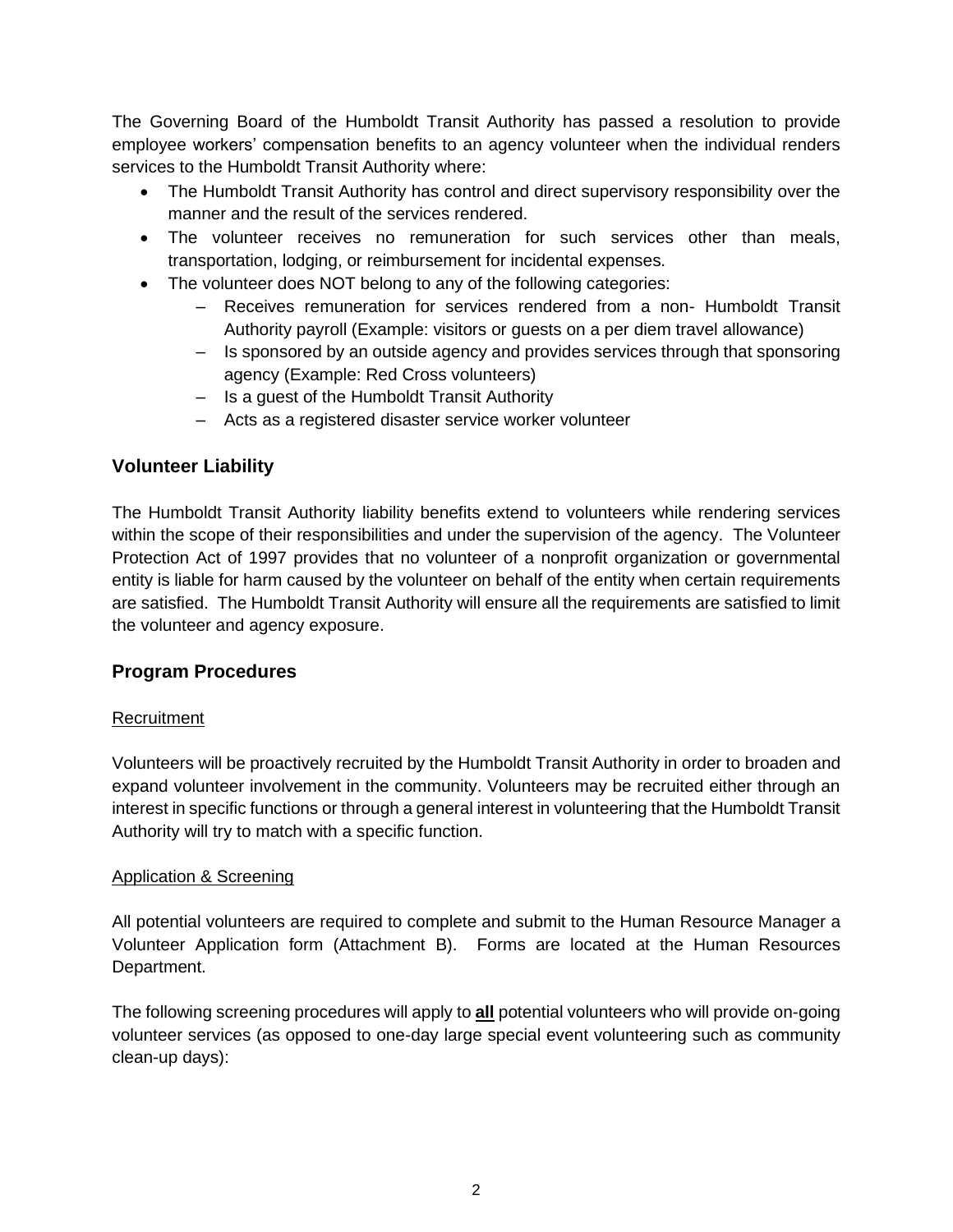The Governing Board of the Humboldt Transit Authority has passed a resolution to provide employee workers' compensation benefits to an agency volunteer when the individual renders services to the Humboldt Transit Authority where:

- The Humboldt Transit Authority has control and direct supervisory responsibility over the manner and the result of the services rendered.
- The volunteer receives no remuneration for such services other than meals, transportation, lodging, or reimbursement for incidental expenses.
- The volunteer does NOT belong to any of the following categories:
  - Receives remuneration for services rendered from a non- Humboldt Transit Authority payroll (Example: visitors or guests on a per diem travel allowance)
  - Is sponsored by an outside agency and provides services through that sponsoring agency (Example: Red Cross volunteers)
  - Is a guest of the Humboldt Transit Authority
  - Acts as a registered disaster service worker volunteer

## Volunteer Liability

The Humboldt Transit Authority liability benefits extend to volunteers while rendering services within the scope of their responsibilities and under the supervision of the agency. The Volunteer Protection Act of 1997 provides that no volunteer of a nonprofit organization or governmental entity is liable for harm caused by the volunteer on behalf of the entity when certain requirements are satisfied. The Humboldt Transit Authority will ensure all the requirements are satisfied to limit the volunteer and agency exposure.

## Program Procedures

<u>Recruitment</u>

Volunteers will be proactively recruited by the Humboldt Transit Authority in order to broaden and expand volunteer involvement in the community. Volunteers may be recruited either through an interest in specific functions or through a general interest in volunteering that the Humboldt Transit Authority will try to match with a specific function.

<u>Application & Screening</u>

All potential volunteers are required to complete and submit to the Human Resource Manager a Volunteer Application form (Attachment B). Forms are located at the Human Resources Department.

The following screening procedures will apply to **<u>all</u>** potential volunteers who will provide on-going volunteer services (as opposed to one-day large special event volunteering such as community clean-up days):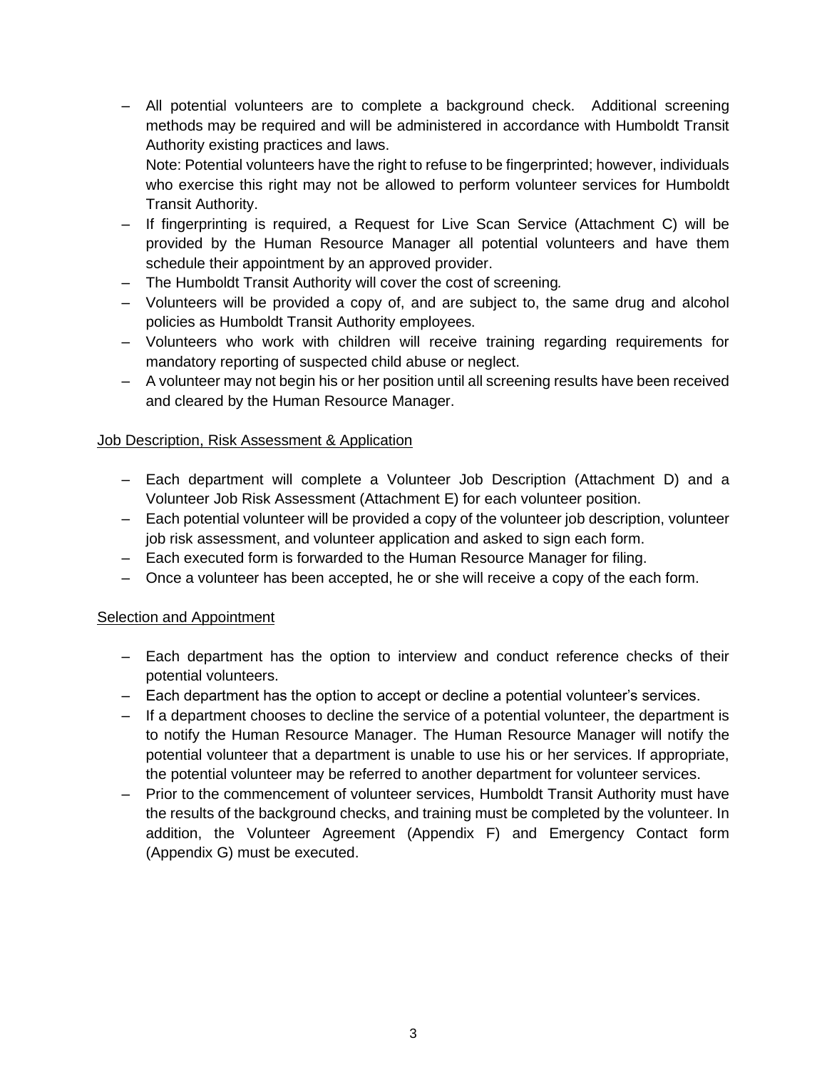- All potential volunteers are to complete a background check. Additional screening methods may be required and will be administered in accordance with Humboldt Transit Authority existing practices and laws.
  Note: Potential volunteers have the right to refuse to be fingerprinted; however, individuals who exercise this right may not be allowed to perform volunteer services for Humboldt Transit Authority.
- If fingerprinting is required, a Request for Live Scan Service (Attachment C) will be provided by the Human Resource Manager all potential volunteers and have them schedule their appointment by an approved provider.
- The Humboldt Transit Authority will cover the cost of screening.
- Volunteers will be provided a copy of, and are subject to, the same drug and alcohol policies as Humboldt Transit Authority employees.
- Volunteers who work with children will receive training regarding requirements for mandatory reporting of suspected child abuse or neglect.
- A volunteer may not begin his or her position until all screening results have been received and cleared by the Human Resource Manager.

Job Description, Risk Assessment & Application

- Each department will complete a Volunteer Job Description (Attachment D) and a Volunteer Job Risk Assessment (Attachment E) for each volunteer position.
- Each potential volunteer will be provided a copy of the volunteer job description, volunteer job risk assessment, and volunteer application and asked to sign each form.
- Each executed form is forwarded to the Human Resource Manager for filing.
- Once a volunteer has been accepted, he or she will receive a copy of the each form.

Selection and Appointment

- Each department has the option to interview and conduct reference checks of their potential volunteers.
- Each department has the option to accept or decline a potential volunteer's services.
- If a department chooses to decline the service of a potential volunteer, the department is to notify the Human Resource Manager. The Human Resource Manager will notify the potential volunteer that a department is unable to use his or her services. If appropriate, the potential volunteer may be referred to another department for volunteer services.
- Prior to the commencement of volunteer services, Humboldt Transit Authority must have the results of the background checks, and training must be completed by the volunteer. In addition, the Volunteer Agreement (Appendix F) and Emergency Contact form (Appendix G) must be executed.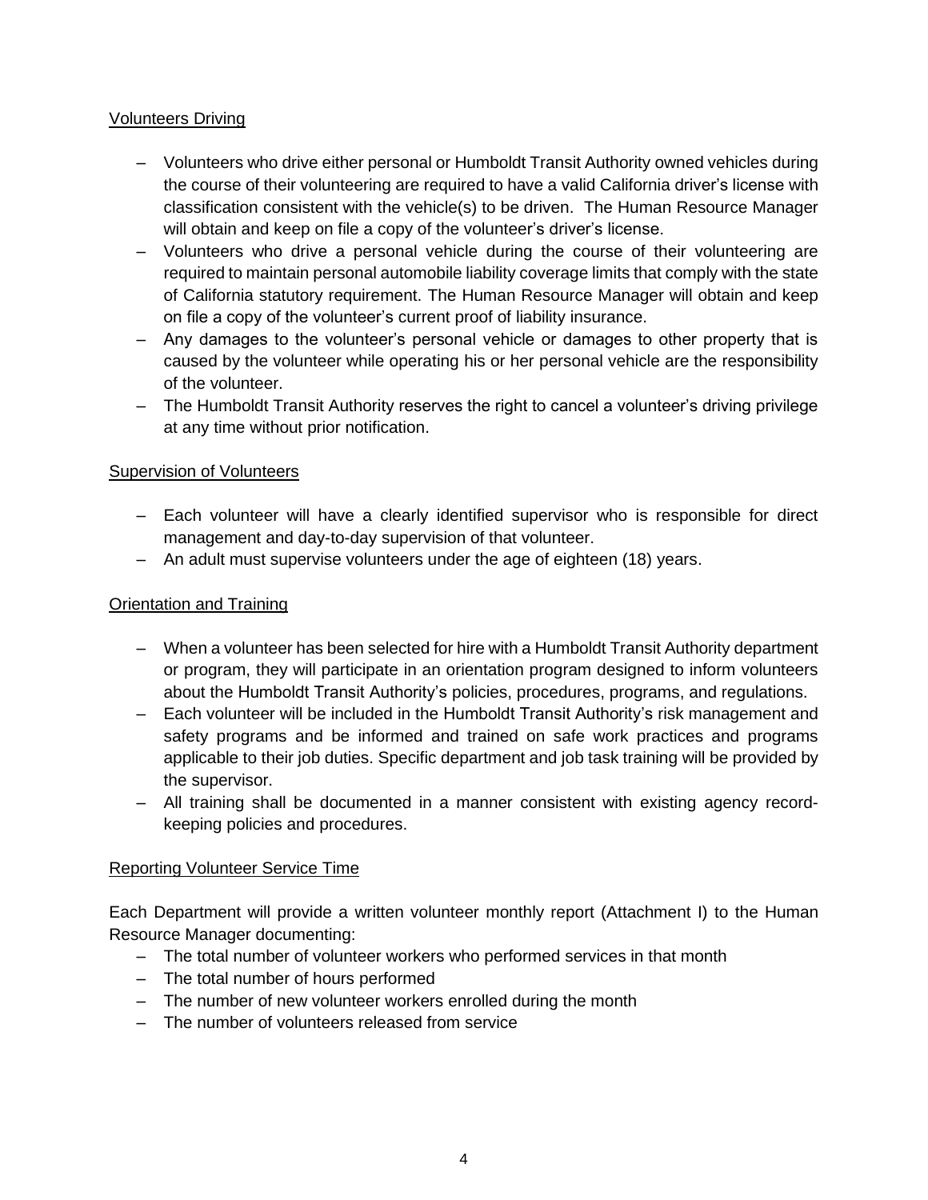Volunteers Driving

- Volunteers who drive either personal or Humboldt Transit Authority owned vehicles during the course of their volunteering are required to have a valid California driver's license with classification consistent with the vehicle(s) to be driven. The Human Resource Manager will obtain and keep on file a copy of the volunteer's driver's license.
- Volunteers who drive a personal vehicle during the course of their volunteering are required to maintain personal automobile liability coverage limits that comply with the state of California statutory requirement. The Human Resource Manager will obtain and keep on file a copy of the volunteer's current proof of liability insurance.
- Any damages to the volunteer's personal vehicle or damages to other property that is caused by the volunteer while operating his or her personal vehicle are the responsibility of the volunteer.
- The Humboldt Transit Authority reserves the right to cancel a volunteer's driving privilege at any time without prior notification.

Supervision of Volunteers

- Each volunteer will have a clearly identified supervisor who is responsible for direct management and day-to-day supervision of that volunteer.
- An adult must supervise volunteers under the age of eighteen (18) years.

Orientation and Training

- When a volunteer has been selected for hire with a Humboldt Transit Authority department or program, they will participate in an orientation program designed to inform volunteers about the Humboldt Transit Authority's policies, procedures, programs, and regulations.
- Each volunteer will be included in the Humboldt Transit Authority's risk management and safety programs and be informed and trained on safe work practices and programs applicable to their job duties. Specific department and job task training will be provided by the supervisor.
- All training shall be documented in a manner consistent with existing agency record-keeping policies and procedures.

Reporting Volunteer Service Time

Each Department will provide a written volunteer monthly report (Attachment I) to the Human Resource Manager documenting:

- The total number of volunteer workers who performed services in that month
- The total number of hours performed
- The number of new volunteer workers enrolled during the month
- The number of volunteers released from service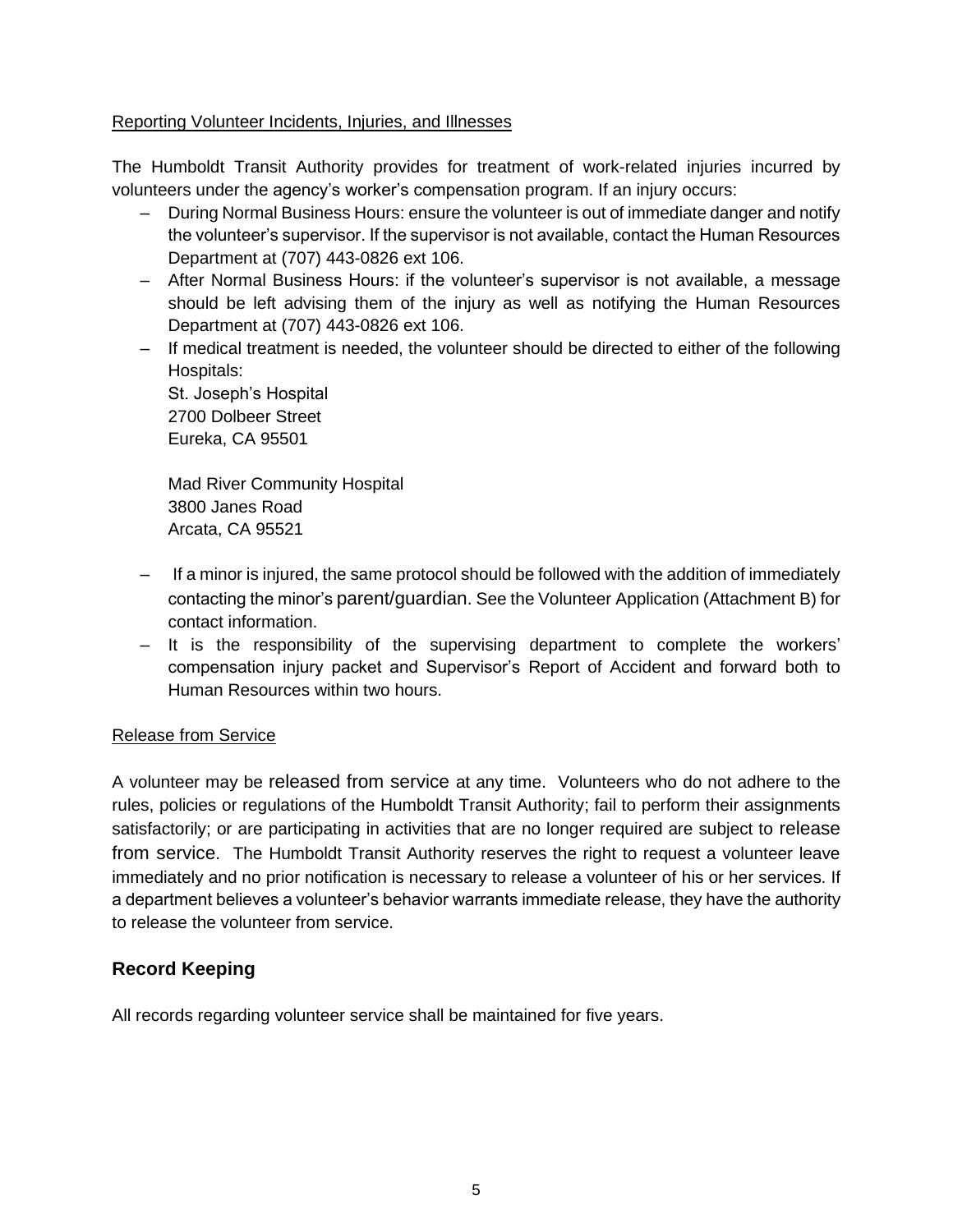Reporting Volunteer Incidents, Injuries, and Illnesses

The Humboldt Transit Authority provides for treatment of work-related injuries incurred by volunteers under the agency's worker's compensation program. If an injury occurs:

- During Normal Business Hours: ensure the volunteer is out of immediate danger and notify the volunteer's supervisor. If the supervisor is not available, contact the Human Resources Department at (707) 443-0826 ext 106.
- After Normal Business Hours: if the volunteer's supervisor is not available, a message should be left advising them of the injury as well as notifying the Human Resources Department at (707) 443-0826 ext 106.
- If medical treatment is needed, the volunteer should be directed to either of the following Hospitals:
  St. Joseph's Hospital
  2700 Dolbeer Street
  Eureka, CA 95501

  Mad River Community Hospital
  3800 Janes Road
  Arcata, CA 95521

- If a minor is injured, the same protocol should be followed with the addition of immediately contacting the minor's parent/guardian. See the Volunteer Application (Attachment B) for contact information.
- It is the responsibility of the supervising department to complete the workers' compensation injury packet and Supervisor's Report of Accident and forward both to Human Resources within two hours.

Release from Service

A volunteer may be released from service at any time. Volunteers who do not adhere to the rules, policies or regulations of the Humboldt Transit Authority; fail to perform their assignments satisfactorily; or are participating in activities that are no longer required are subject to release from service. The Humboldt Transit Authority reserves the right to request a volunteer leave immediately and no prior notification is necessary to release a volunteer of his or her services. If a department believes a volunteer's behavior warrants immediate release, they have the authority to release the volunteer from service.

## Record Keeping

All records regarding volunteer service shall be maintained for five years.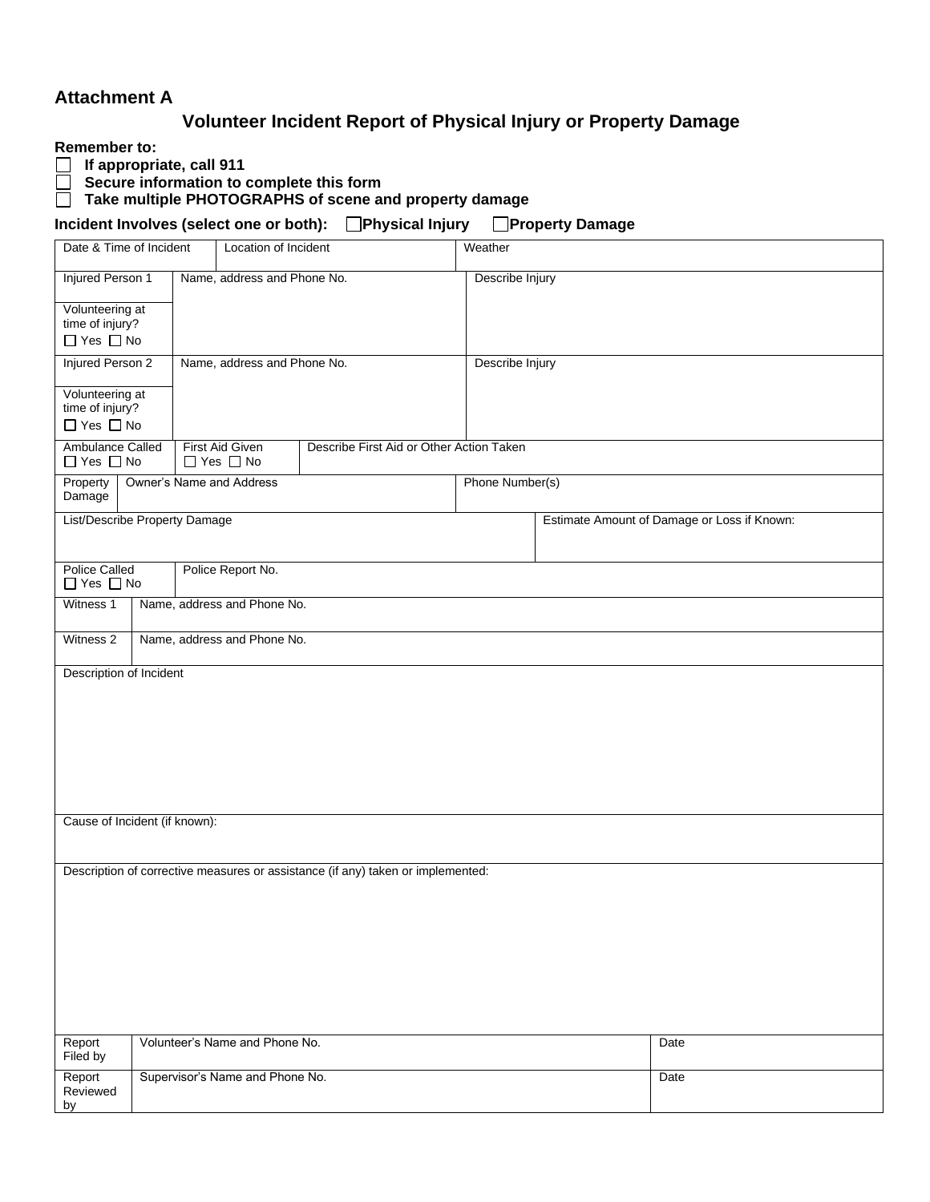## Attachment A

# Volunteer Incident Report of Physical Injury or Property Damage

**Remember to:**

- ☐ **If appropriate, call 911**
- ☐ **Secure information to complete this form**
- ☐ **Take multiple PHOTOGRAPHS of scene and property damage**

**Incident Involves (select one or both):** ☐ **Physical Injury** ☐ **Property Damage**

| Date & Time of Incident | Location of Incident | Weather |
|---|---|---|
| | | |

| Injured Person 1<br><br>Volunteering at time of injury?<br>☐ Yes ☐ No | Name, address and Phone No. | Describe Injury |
|---|---|---|
| **Injured Person 2**<br><br>Volunteering at time of injury?<br>☐ Yes ☐ No | Name, address and Phone No. | Describe Injury |

| Ambulance Called<br>☐ Yes ☐ No | First Aid Given<br>☐ Yes ☐ No | Describe First Aid or Other Action Taken |
|---|---|---|

| Property Damage | Owner's Name and Address | Phone Number(s) |
|---|---|---|
| | | |

| List/Describe Property Damage | Estimate Amount of Damage or Loss if Known: |
|---|---|
| | |

| Police Called<br>☐ Yes ☐ No | Police Report No. |
|---|---|
| **Witness 1** | Name, address and Phone No. |
| **Witness 2** | Name, address and Phone No. |

| Description of Incident |
|---|
| |
| **Cause of Incident (if known):** |
| |
| **Description of corrective measures or assistance (if any) taken or implemented:** |
| |

| Report Filed by | Volunteer's Name and Phone No. | Date |
|---|---|---|
| **Report Reviewed by** | Supervisor's Name and Phone No. | Date |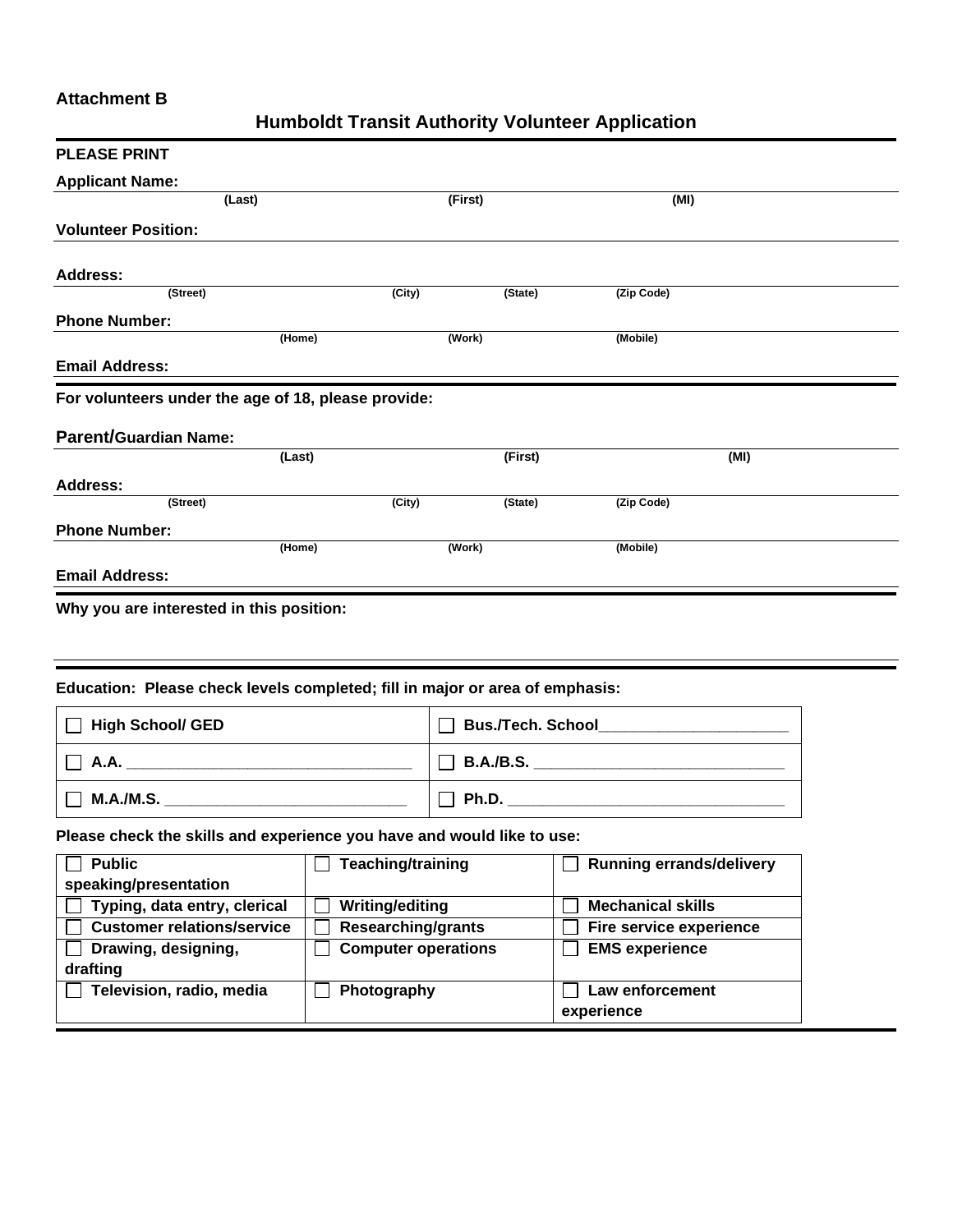**Attachment B**

## Humboldt Transit Authority Volunteer Application

**PLEASE PRINT**

**Applicant Name:**
(Last) (First) (MI)

**Volunteer Position:**

**Address:**
(Street) (City) (State) (Zip Code)

**Phone Number:**
(Home) (Work) (Mobile)

**Email Address:**

**For volunteers under the age of 18, please provide:**

**Parent/Guardian Name:**
(Last) (First) (MI)

**Address:**
(Street) (City) (State) (Zip Code)

**Phone Number:**
(Home) (Work) (Mobile)

**Email Address:**

**Why you are interested in this position:**

**Education: Please check levels completed; fill in major or area of emphasis:**

| | |
|---|---|
| ☐ High School/ GED | ☐ Bus./Tech. School______________________ |
| ☐ A.A. _________________________________ | ☐ B.A./B.S. _____________________________ |
| ☐ M.A./M.S. ___________________________ | ☐ Ph.D. ________________________________ |

**Please check the skills and experience you have and would like to use:**

| | | |
|---|---|---|
| ☐ Public speaking/presentation | ☐ Teaching/training | ☐ Running errands/delivery |
| ☐ Typing, data entry, clerical | ☐ Writing/editing | ☐ Mechanical skills |
| ☐ Customer relations/service | ☐ Researching/grants | ☐ Fire service experience |
| ☐ Drawing, designing, drafting | ☐ Computer operations | ☐ EMS experience |
| ☐ Television, radio, media | ☐ Photography | ☐ Law enforcement experience |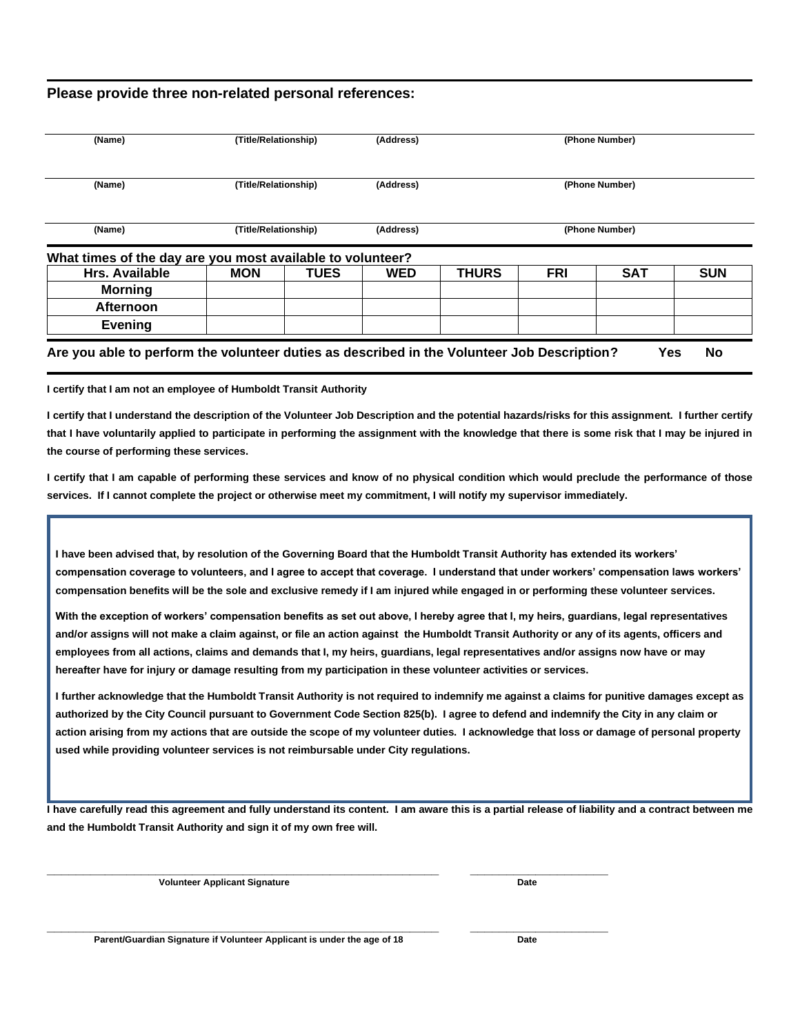## Please provide three non-related personal references:

| (Name) | (Title/Relationship) | (Address) | (Phone Number) |
|---|---|---|---|
| (Name) | (Title/Relationship) | (Address) | (Phone Number) |
| (Name) | (Title/Relationship) | (Address) | (Phone Number) |

## What times of the day are you most available to volunteer?

| Hrs. Available | MON | TUES | WED | THURS | FRI | SAT | SUN |
|---|---|---|---|---|---|---|---|
| Morning | | | | | | | |
| Afternoon | | | | | | | |
| Evening | | | | | | | |

**Are you able to perform the volunteer duties as described in the Volunteer Job Description? Yes No**

**I certify that I am not an employee of Humboldt Transit Authority**

**I certify that I understand the description of the Volunteer Job Description and the potential hazards/risks for this assignment. I further certify that I have voluntarily applied to participate in performing the assignment with the knowledge that there is some risk that I may be injured in the course of performing these services.**

**I certify that I am capable of performing these services and know of no physical condition which would preclude the performance of those services. If I cannot complete the project or otherwise meet my commitment, I will notify my supervisor immediately.**

**I have been advised that, by resolution of the Governing Board that the Humboldt Transit Authority has extended its workers' compensation coverage to volunteers, and I agree to accept that coverage. I understand that under workers' compensation laws workers' compensation benefits will be the sole and exclusive remedy if I am injured while engaged in or performing these volunteer services.**

**With the exception of workers' compensation benefits as set out above, I hereby agree that I, my heirs, guardians, legal representatives and/or assigns will not make a claim against, or file an action against the Humboldt Transit Authority or any of its agents, officers and employees from all actions, claims and demands that I, my heirs, guardians, legal representatives and/or assigns now have or may hereafter have for injury or damage resulting from my participation in these volunteer activities or services.**

**I further acknowledge that the Humboldt Transit Authority is not required to indemnify me against a claims for punitive damages except as authorized by the City Council pursuant to Government Code Section 825(b). I agree to defend and indemnify the City in any claim or action arising from my actions that are outside the scope of my volunteer duties. I acknowledge that loss or damage of personal property used while providing volunteer services is not reimbursable under City regulations.**

**I have carefully read this agreement and fully understand its content. I am aware this is a partial release of liability and a contract between me and the Humboldt Transit Authority and sign it of my own free will.**

\_\_\_\_\_\_\_\_\_\_\_\_\_\_\_\_\_\_\_\_\_\_\_\_\_\_\_\_\_\_\_\_\_\_\_\_\_\_\_\_ \_\_\_\_\_\_\_\_\_\_\_\_\_\_\_\_\_\_\_\_
**Volunteer Applicant Signature** **Date**

\_\_\_\_\_\_\_\_\_\_\_\_\_\_\_\_\_\_\_\_\_\_\_\_\_\_\_\_\_\_\_\_\_\_\_\_\_\_\_\_ \_\_\_\_\_\_\_\_\_\_\_\_\_\_\_\_\_\_\_\_
**Parent/Guardian Signature if Volunteer Applicant is under the age of 18** **Date**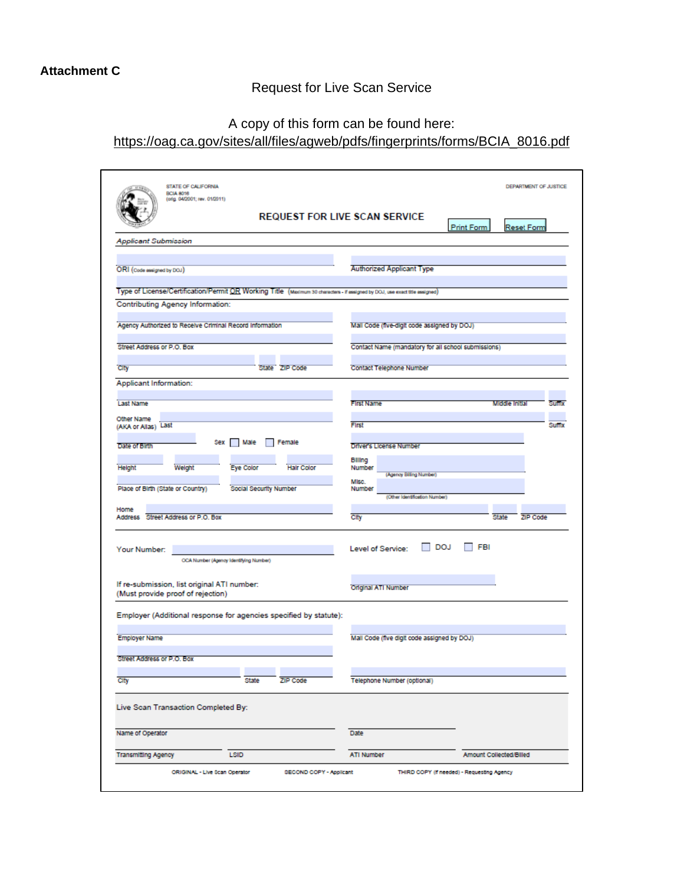**Attachment C**

Request for Live Scan Service

A copy of this form can be found here:
https://oag.ca.gov/sites/all/files/agweb/pdfs/fingerprints/forms/BCIA_8016.pdf

STATE OF CALIFORNIA
BCIA 8016
(orig. 04/2001; rev. 01/2011)

DEPARTMENT OF JUSTICE

## REQUEST FOR LIVE SCAN SERVICE

Print Form | Reset Form

*Applicant Submission*

ORI (Code assigned by DOJ)

Authorized Applicant Type

Type of License/Certification/Permit OR Working Title (Maximum 30 characters - if assigned by DOJ, use exact title assigned)

Contributing Agency Information:

Agency Authorized to Receive Criminal Record Information

Mail Code (five-digit code assigned by DOJ)

Street Address or P.O. Box

Contact Name (mandatory for all school submissions)

City | State | ZIP Code

Contact Telephone Number

Applicant Information:

Last Name

First Name | Middle Initial | Suffix

Other Name (AKA or Alias) Last | First | Suffix

Date of Birth

Sex ☐ Male ☐ Female

Driver's License Number

Height | Weight | Eye Color | Hair Color

Billing Number (Agency Billing Number)

Place of Birth (State or Country)

Social Security Number

Misc. Number (Other Identification Number)

Home Address Street Address or P.O. Box

City | State | ZIP Code

Your Number: OCA Number (Agency Identifying Number)

Level of Service: ☐ DOJ ☐ FBI

If re-submission, list original ATI number:
(Must provide proof of rejection)

Original ATI Number

Employer (Additional response for agencies specified by statute):

Employer Name

Mail Code (five digit code assigned by DOJ)

Street Address or P.O. Box

City | State | ZIP Code

Telephone Number (optional)

Live Scan Transaction Completed By:

Name of Operator

Date

Transmitting Agency | LSID

ATI Number | Amount Collected/Billed

ORIGINAL - Live Scan Operator    SECOND COPY - Applicant    THIRD COPY (if needed) - Requesting Agency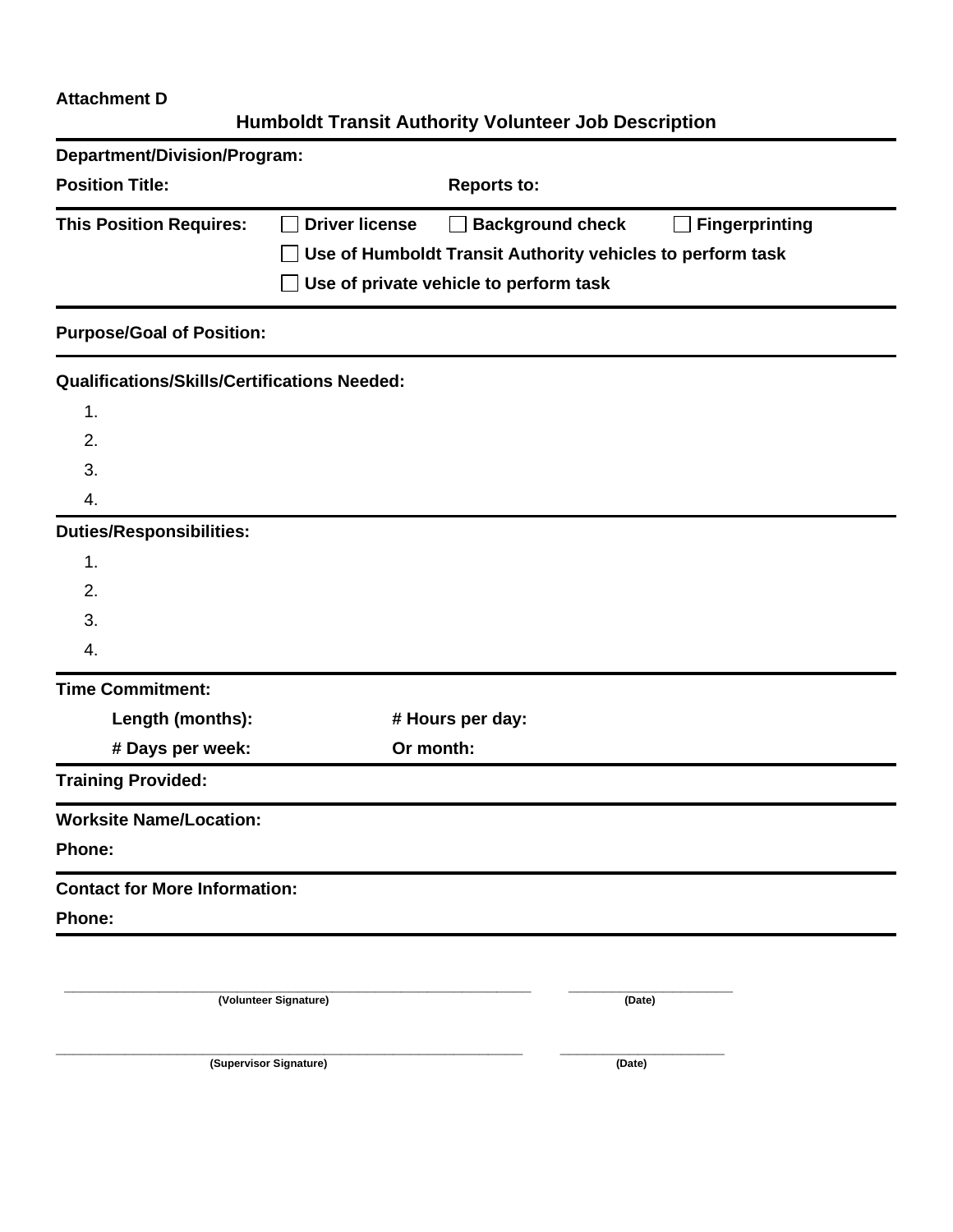**Attachment D**

## Humboldt Transit Authority Volunteer Job Description

---

**Department/Division/Program:**

**Position Title:** **Reports to:**

---

**This Position Requires:** ☐ **Driver license** ☐ **Background check** ☐ **Fingerprinting**

☐ **Use of Humboldt Transit Authority vehicles to perform task**

☐ **Use of private vehicle to perform task**

---

**Purpose/Goal of Position:**

---

**Qualifications/Skills/Certifications Needed:**

1.
2.
3.
4.

---

**Duties/Responsibilities:**

1.
2.
3.
4.

---

**Time Commitment:**

**Length (months):** **# Hours per day:**

**# Days per week:** **Or month:**

---

**Training Provided:**

---

**Worksite Name/Location:**

**Phone:**

---

**Contact for More Information:**

**Phone:**

---

\_\_\_\_\_\_\_\_\_\_\_\_\_\_\_\_\_\_\_\_\_\_\_\_\_\_\_\_\_\_\_\_\_\_\_\_\_\_\_\_\_\_\_\_\_\_ \_\_\_\_\_\_\_\_\_\_\_\_\_\_\_\_\_\_\_\_
**(Volunteer Signature)** **(Date)**

\_\_\_\_\_\_\_\_\_\_\_\_\_\_\_\_\_\_\_\_\_\_\_\_\_\_\_\_\_\_\_\_\_\_\_\_\_\_\_\_\_\_\_\_\_\_ \_\_\_\_\_\_\_\_\_\_\_\_\_\_\_\_\_\_\_\_
**(Supervisor Signature)** **(Date)**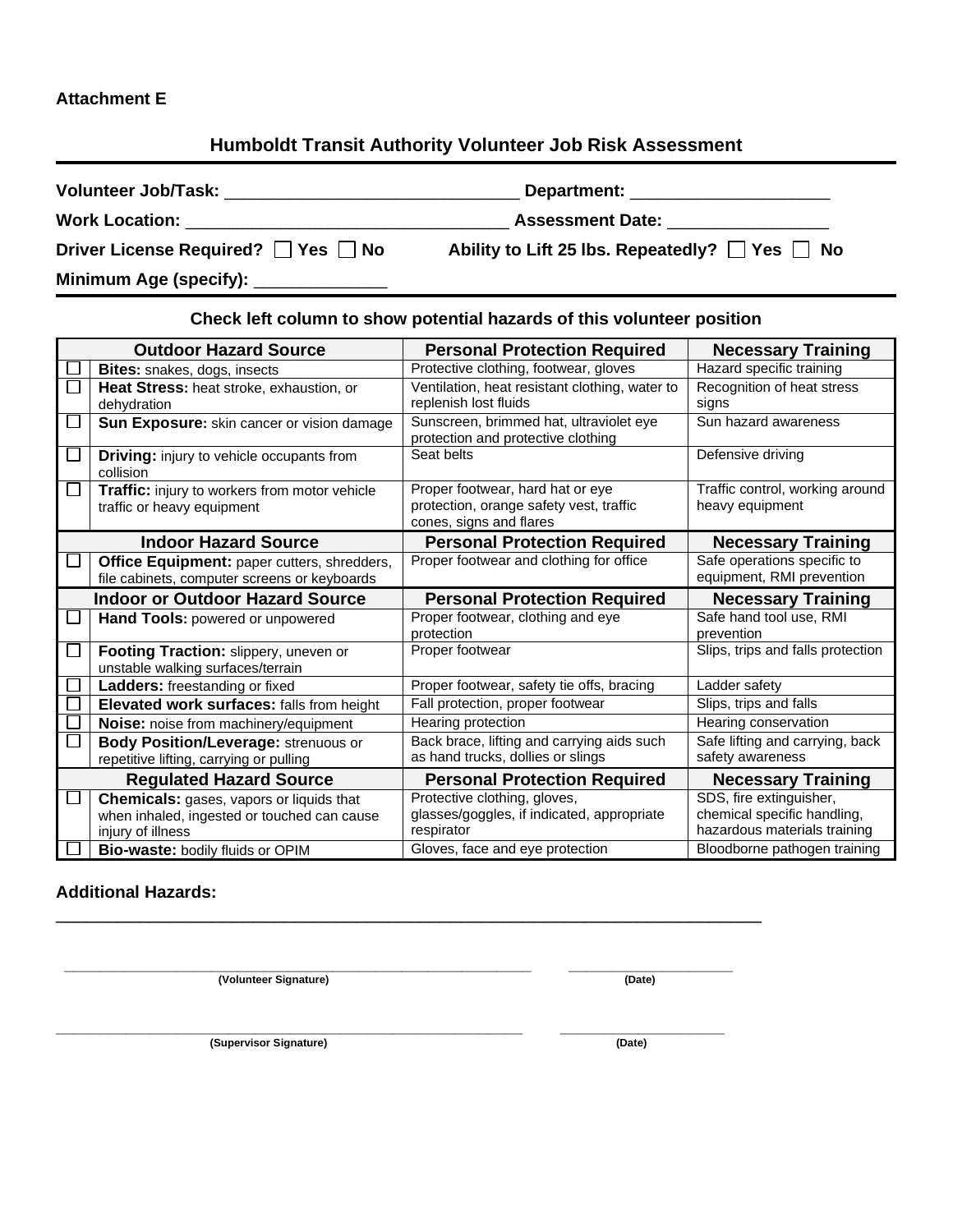**Attachment E**

## Humboldt Transit Authority Volunteer Job Risk Assessment

**Volunteer Job/Task:** ______________________________ **Department:** ____________________

**Work Location:** _________________________________ **Assessment Date:** ________________

**Driver License Required?** ☐ **Yes** ☐ **No** **Ability to Lift 25 lbs. Repeatedly?** ☐ **Yes** ☐ **No**

**Minimum Age (specify):** _____________

### Check left column to show potential hazards of this volunteer position

| | Outdoor Hazard Source | Personal Protection Required | Necessary Training |
|---|---|---|---|
| ☐ | **Bites:** snakes, dogs, insects | Protective clothing, footwear, gloves | Hazard specific training |
| ☐ | **Heat Stress:** heat stroke, exhaustion, or dehydration | Ventilation, heat resistant clothing, water to replenish lost fluids | Recognition of heat stress signs |
| ☐ | **Sun Exposure:** skin cancer or vision damage | Sunscreen, brimmed hat, ultraviolet eye protection and protective clothing | Sun hazard awareness |
| ☐ | **Driving:** injury to vehicle occupants from collision | Seat belts | Defensive driving |
| ☐ | **Traffic:** injury to workers from motor vehicle traffic or heavy equipment | Proper footwear, hard hat or eye protection, orange safety vest, traffic cones, signs and flares | Traffic control, working around heavy equipment |
| | **Indoor Hazard Source** | **Personal Protection Required** | **Necessary Training** |
| ☐ | **Office Equipment:** paper cutters, shredders, file cabinets, computer screens or keyboards | Proper footwear and clothing for office | Safe operations specific to equipment, RMI prevention |
| | **Indoor or Outdoor Hazard Source** | **Personal Protection Required** | **Necessary Training** |
| ☐ | **Hand Tools:** powered or unpowered | Proper footwear, clothing and eye protection | Safe hand tool use, RMI prevention |
| ☐ | **Footing Traction:** slippery, uneven or unstable walking surfaces/terrain | Proper footwear | Slips, trips and falls protection |
| ☐ | **Ladders:** freestanding or fixed | Proper footwear, safety tie offs, bracing | Ladder safety |
| ☐ | **Elevated work surfaces:** falls from height | Fall protection, proper footwear | Slips, trips and falls |
| ☐ | **Noise:** noise from machinery/equipment | Hearing protection | Hearing conservation |
| ☐ | **Body Position/Leverage:** strenuous or repetitive lifting, carrying or pulling | Back brace, lifting and carrying aids such as hand trucks, dollies or slings | Safe lifting and carrying, back safety awareness |
| | **Regulated Hazard Source** | **Personal Protection Required** | **Necessary Training** |
| ☐ | **Chemicals:** gases, vapors or liquids that when inhaled, ingested or touched can cause injury of illness | Protective clothing, gloves, glasses/goggles, if indicated, appropriate respirator | SDS, fire extinguisher, chemical specific handling, hazardous materials training |
| ☐ | **Bio-waste:** bodily fluids or OPIM | Gloves, face and eye protection | Bloodborne pathogen training |

**Additional Hazards:**

______________________________________________________________________________

______________________________________________ ____________________
**(Volunteer Signature)** **(Date)**

______________________________________________ ____________________
**(Supervisor Signature)** **(Date)**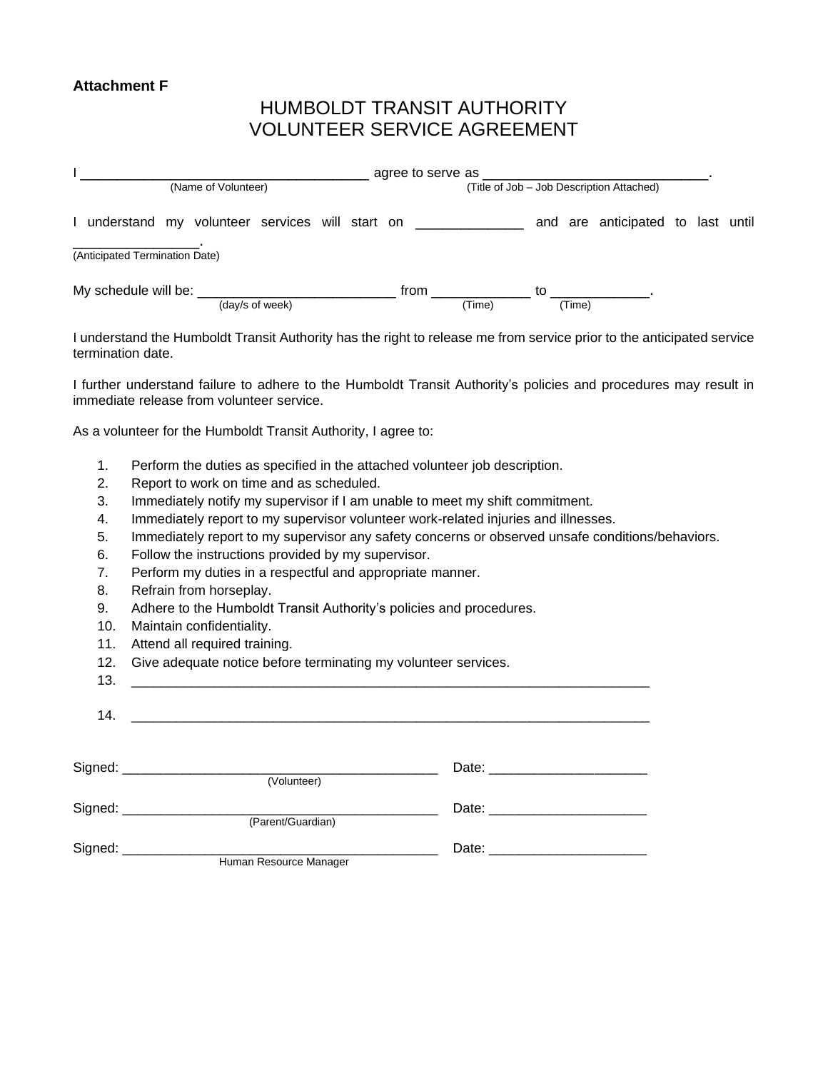**Attachment F**

# HUMBOLDT TRANSIT AUTHORITY
# VOLUNTEER SERVICE AGREEMENT

I ____________________________________ agree to serve as ______________________________.
(Name of Volunteer) (Title of Job – Job Description Attached)

I understand my volunteer services will start on ______________ and are anticipated to last until ________________.
(Anticipated Termination Date)

My schedule will be: __________________________ from _____________ to _____________.
(day/s of week) (Time) (Time)

I understand the Humboldt Transit Authority has the right to release me from service prior to the anticipated service termination date.

I further understand failure to adhere to the Humboldt Transit Authority's policies and procedures may result in immediate release from volunteer service.

As a volunteer for the Humboldt Transit Authority, I agree to:

1. Perform the duties as specified in the attached volunteer job description.
2. Report to work on time and as scheduled.
3. Immediately notify my supervisor if I am unable to meet my shift commitment.
4. Immediately report to my supervisor volunteer work-related injuries and illnesses.
5. Immediately report to my supervisor any safety concerns or observed unsafe conditions/behaviors.
6. Follow the instructions provided by my supervisor.
7. Perform my duties in a respectful and appropriate manner.
8. Refrain from horseplay.
9. Adhere to the Humboldt Transit Authority's policies and procedures.
10. Maintain confidentiality.
11. Attend all required training.
12. Give adequate notice before terminating my volunteer services.
13. ____________________________________________________________________
14. ____________________________________________________________________

Signed: __________________________________________ Date: ____________________
(Volunteer)

Signed: __________________________________________ Date: ____________________
(Parent/Guardian)

Signed: __________________________________________ Date: ____________________
Human Resource Manager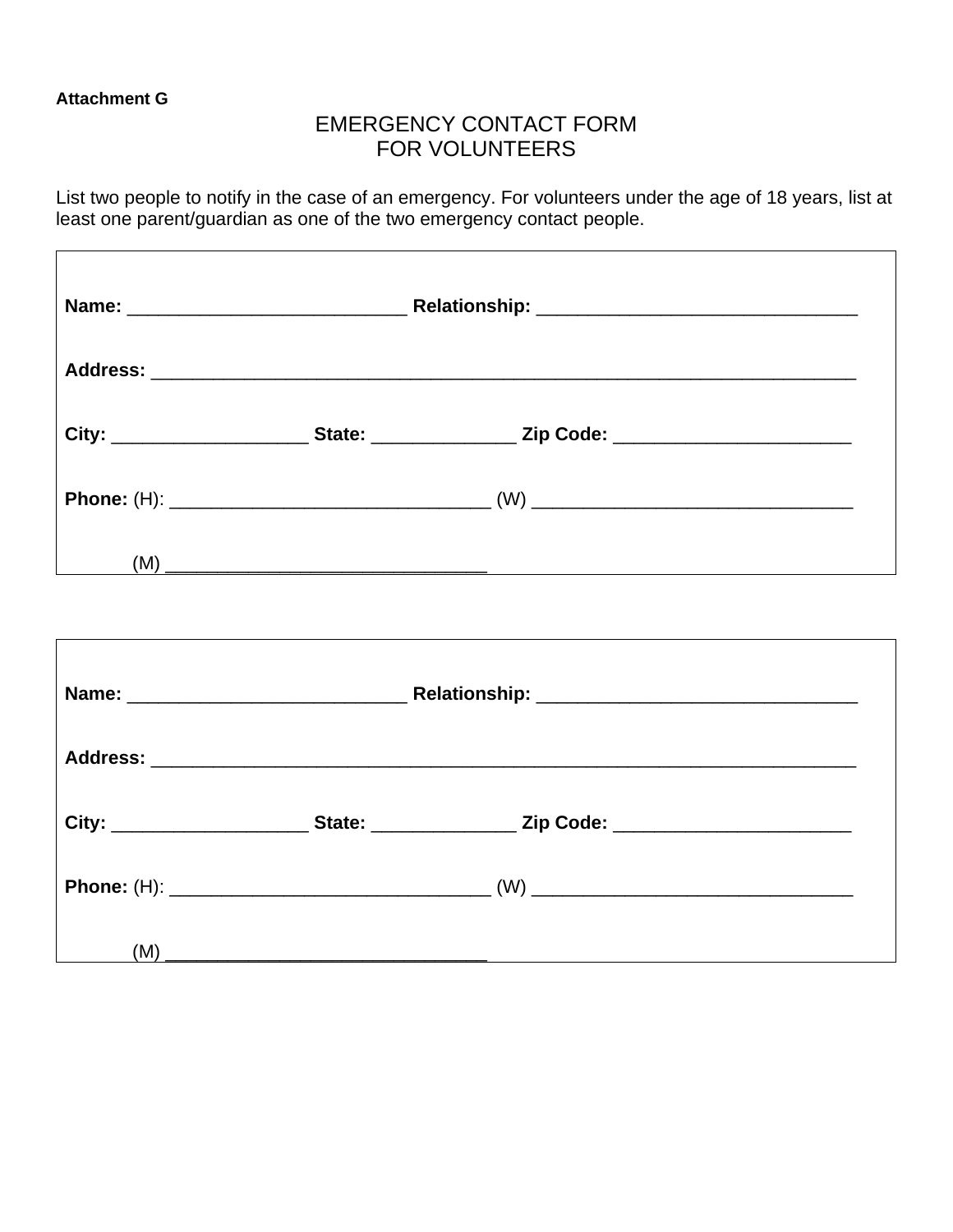**Attachment G**

# EMERGENCY CONTACT FORM
# FOR VOLUNTEERS

List two people to notify in the case of an emergency. For volunteers under the age of 18 years, list at least one parent/guardian as one of the two emergency contact people.

**Name:** ___________________________ **Relationship:** ________________________________

**Address:** ______________________________________________________________________

**City:** ___________________ **State:** ______________ **Zip Code:** _______________________

**Phone:** (H): ______________________________ (W) _______________________________

(M) ______________________________

---

**Name:** ___________________________ **Relationship:** ________________________________

**Address:** ______________________________________________________________________

**City:** ___________________ **State:** ______________ **Zip Code:** _______________________

**Phone:** (H): ______________________________ (W) _______________________________

(M) ______________________________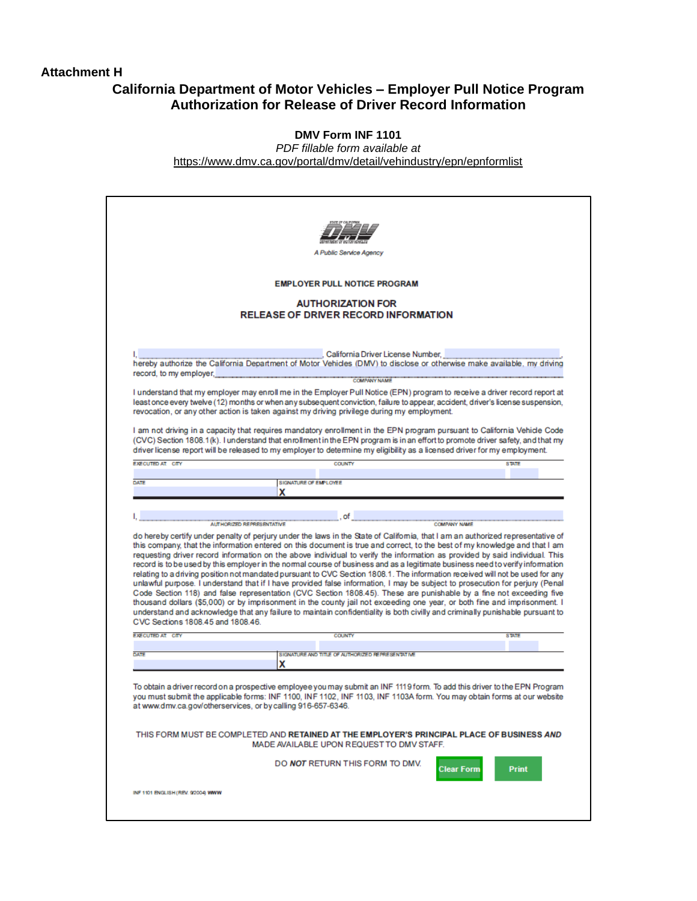**Attachment H**

## California Department of Motor Vehicles – Employer Pull Notice Program Authorization for Release of Driver Record Information

**DMV Form INF 1101**

*PDF fillable form available at*
https://www.dmv.ca.gov/portal/dmv/detail/vehindustry/epn/epnformlist

A Public Service Agency

**EMPLOYER PULL NOTICE PROGRAM**

**AUTHORIZATION FOR RELEASE OF DRIVER RECORD INFORMATION**

I, ____________________, California Driver License Number, ____________________, hereby authorize the California Department of Motor Vehicles (DMV) to disclose or otherwise make available, my driving record, to my employer, ____________________
COMPANY NAME

I understand that my employer may enroll me in the Employer Pull Notice (EPN) program to receive a driver record report at least once every twelve (12) months or when any subsequent conviction, failure to appear, accident, driver's license suspension, revocation, or any other action is taken against my driving privilege during my employment.

I am not driving in a capacity that requires mandatory enrollment in the EPN program pursuant to California Vehicle Code (CVC) Section 1808.1(k). I understand that enrollment in the EPN program is in an effort to promote driver safety, and that my driver license report will be released to my employer to determine my eligibility as a licensed driver for my employment.

| EXECUTED AT CITY | COUNTY | STATE |
|---|---|---|
| | | |

| DATE | SIGNATURE OF EMPLOYEE |
|---|---|
| | X |

I, ____________________, of ____________________
AUTHORIZED REPRESENTATIVE COMPANY NAME

do hereby certify under penalty of perjury under the laws in the State of California, that I am an authorized representative of this company, that the information entered on this document is true and correct, to the best of my knowledge and that I am requesting driver record information on the above individual to verify the information as provided by said individual. This record is to be used by this employer in the normal course of business and as a legitimate business need to verify information relating to a driving position not mandated pursuant to CVC Section 1808.1. The information received will not be used for any unlawful purpose. I understand that if I have provided false information, I may be subject to prosecution for perjury (Penal Code Section 118) and false representation (CVC Section 1808.45). These are punishable by a fine not exceeding five thousand dollars ($5,000) or by imprisonment in the county jail not exceeding one year, or both fine and imprisonment. I understand and acknowledge that any failure to maintain confidentiality is both civilly and criminally punishable pursuant to CVC Sections 1808.45 and 1808.46.

| EXECUTED AT CITY | COUNTY | STATE |
|---|---|---|
| | | |

| DATE | SIGNATURE AND TITLE OF AUTHORIZED REPRESENTATIVE |
|---|---|
| | X |

To obtain a driver record on a prospective employee you may submit an INF 1119 form. To add this driver to the EPN Program you must submit the applicable forms: INF 1100, INF 1102, INF 1103, INF 1103A form. You may obtain forms at our website at www.dmv.ca.gov/otherservices, or by calling 916-657-6346.

THIS FORM MUST BE COMPLETED AND **RETAINED AT THE EMPLOYER'S PRINCIPAL PLACE OF BUSINESS** ***AND*** MADE AVAILABLE UPON REQUEST TO DMV STAFF.

DO ***NOT*** RETURN THIS FORM TO DMV.

Clear Form Print

INF 1101 ENGLISH (REV. 9/2004) WWW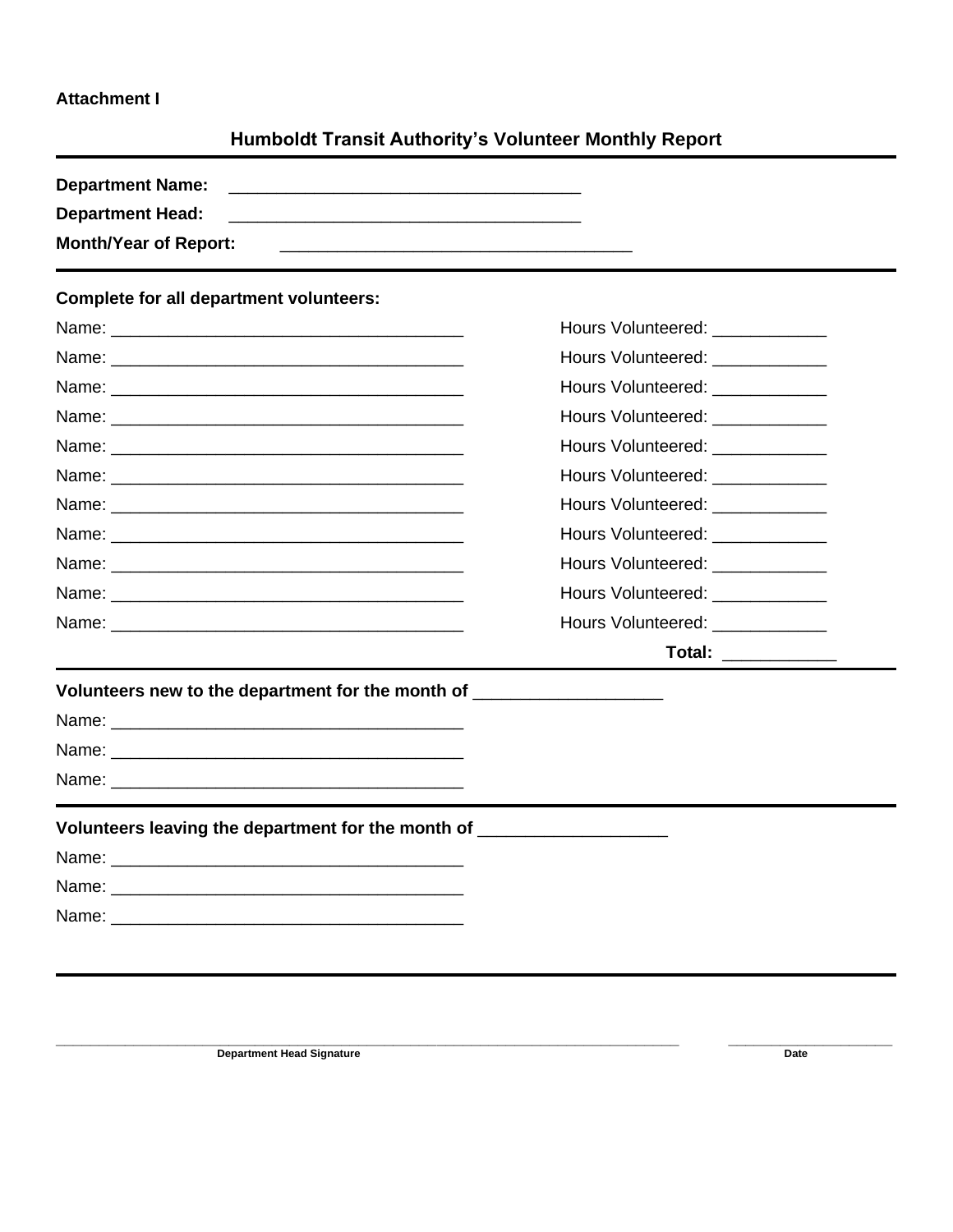**Attachment I**

## Humboldt Transit Authority's Volunteer Monthly Report

---

**Department Name:** ___________________________________

**Department Head:** ___________________________________

**Month/Year of Report:** ___________________________________

---

**Complete for all department volunteers:**

Name: ___________________________________ Hours Volunteered: ___________

Name: ___________________________________ Hours Volunteered: ___________

Name: ___________________________________ Hours Volunteered: ___________

Name: ___________________________________ Hours Volunteered: ___________

Name: ___________________________________ Hours Volunteered: ___________

Name: ___________________________________ Hours Volunteered: ___________

Name: ___________________________________ Hours Volunteered: ___________

Name: ___________________________________ Hours Volunteered: ___________

Name: ___________________________________ Hours Volunteered: ___________

Name: ___________________________________ Hours Volunteered: ___________

Name: ___________________________________ Hours Volunteered: ___________

**Total:** ___________

---

**Volunteers new to the department for the month of** ___________________

Name: ___________________________________

Name: ___________________________________

Name: ___________________________________

---

**Volunteers leaving the department for the month of** ___________________

Name: ___________________________________

Name: ___________________________________

Name: ___________________________________

---

______________________________________________________________ ____________________

**Department Head Signature** **Date**